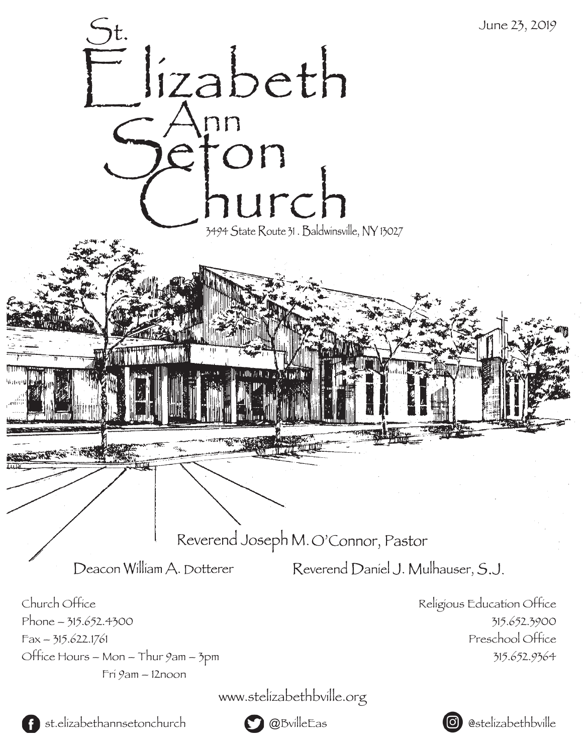June 23, 2019

# St. Elizabeth Ann Seton Church

3494 State Route 31 . Baldwinsville, NY 13027

Reverend Joseph M. O'Connor, Pastor

Deacon William A. Dotterer

Reverend Daniel J. Mulhauser, S.J.

Church Office
Phone – 315.652.4300
Fax – 315.622.1761
Office Hours – Mon – Thur 9am – 3pm
Fri 9am – 12noon

Religious Education Office
315.652.3900
Preschool Office
315.652.9364

www.stelizabethbville.org

st.elizabethannsetonchurch

@BvilleEas

@stelizabethbville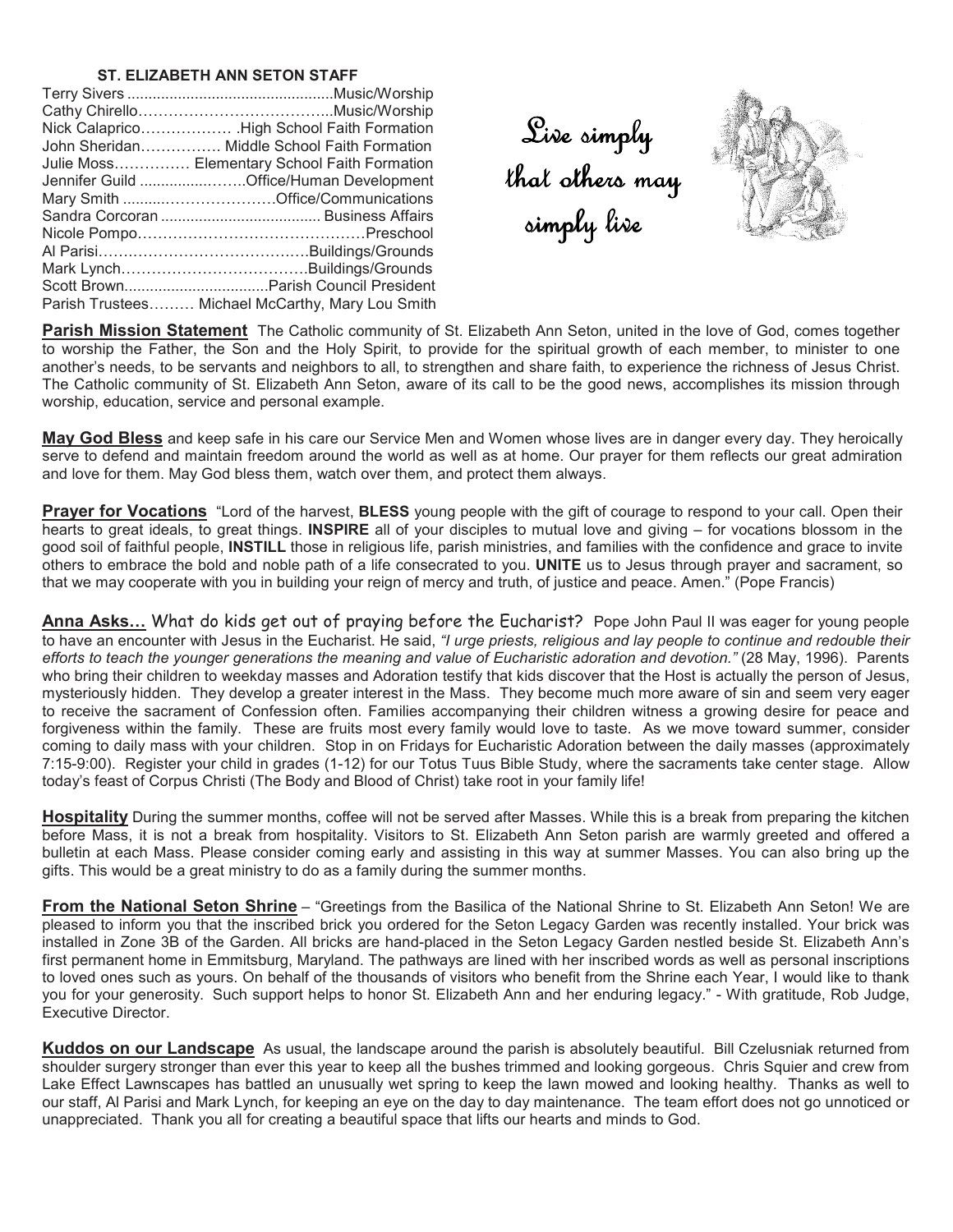**ST. ELIZABETH ANN SETON STAFF**

| | |
|---|---|
| Terry Sivers | Music/Worship |
| Cathy Chirello | Music/Worship |
| Nick Calaprico | High School Faith Formation |
| John Sheridan | Middle School Faith Formation |
| Julie Moss | Elementary School Faith Formation |
| Jennifer Guild | Office/Human Development |
| Mary Smith | Office/Communications |
| Sandra Corcoran | Business Affairs |
| Nicole Pompo | Preschool |
| Al Parisi | Buildings/Grounds |
| Mark Lynch | Buildings/Grounds |
| Scott Brown | Parish Council President |
| Parish Trustees | Michael McCarthy, Mary Lou Smith |

*Live simply that others may simply live*

**Parish Mission Statement** The Catholic community of St. Elizabeth Ann Seton, united in the love of God, comes together to worship the Father, the Son and the Holy Spirit, to provide for the spiritual growth of each member, to minister to one another's needs, to be servants and neighbors to all, to strengthen and share faith, to experience the richness of Jesus Christ. The Catholic community of St. Elizabeth Ann Seton, aware of its call to be the good news, accomplishes its mission through worship, education, service and personal example.

**May God Bless** and keep safe in his care our Service Men and Women whose lives are in danger every day. They heroically serve to defend and maintain freedom around the world as well as at home. Our prayer for them reflects our great admiration and love for them. May God bless them, watch over them, and protect them always.

**Prayer for Vocations** "Lord of the harvest, **BLESS** young people with the gift of courage to respond to your call. Open their hearts to great ideals, to great things. **INSPIRE** all of your disciples to mutual love and giving – for vocations blossom in the good soil of faithful people, **INSTILL** those in religious life, parish ministries, and families with the confidence and grace to invite others to embrace the bold and noble path of a life consecrated to you. **UNITE** us to Jesus through prayer and sacrament, so that we may cooperate with you in building your reign of mercy and truth, of justice and peace. Amen." (Pope Francis)

**Anna Asks…** What do kids get out of praying before the Eucharist? Pope John Paul II was eager for young people to have an encounter with Jesus in the Eucharist. He said, *"I urge priests, religious and lay people to continue and redouble their efforts to teach the younger generations the meaning and value of Eucharistic adoration and devotion."* (28 May, 1996). Parents who bring their children to weekday masses and Adoration testify that kids discover that the Host is actually the person of Jesus, mysteriously hidden. They develop a greater interest in the Mass. They become much more aware of sin and seem very eager to receive the sacrament of Confession often. Families accompanying their children witness a growing desire for peace and forgiveness within the family. These are fruits most every family would love to taste. As we move toward summer, consider coming to daily mass with your children. Stop in on Fridays for Eucharistic Adoration between the daily masses (approximately 7:15-9:00). Register your child in grades (1-12) for our Totus Tuus Bible Study, where the sacraments take center stage. Allow today's feast of Corpus Christi (The Body and Blood of Christ) take root in your family life!

**Hospitality** During the summer months, coffee will not be served after Masses. While this is a break from preparing the kitchen before Mass, it is not a break from hospitality. Visitors to St. Elizabeth Ann Seton parish are warmly greeted and offered a bulletin at each Mass. Please consider coming early and assisting in this way at summer Masses. You can also bring up the gifts. This would be a great ministry to do as a family during the summer months.

**From the National Seton Shrine** – "Greetings from the Basilica of the National Shrine to St. Elizabeth Ann Seton! We are pleased to inform you that the inscribed brick you ordered for the Seton Legacy Garden was recently installed. Your brick was installed in Zone 3B of the Garden. All bricks are hand-placed in the Seton Legacy Garden nestled beside St. Elizabeth Ann's first permanent home in Emmitsburg, Maryland. The pathways are lined with her inscribed words as well as personal inscriptions to loved ones such as yours. On behalf of the thousands of visitors who benefit from the Shrine each Year, I would like to thank you for your generosity. Such support helps to honor St. Elizabeth Ann and her enduring legacy." - With gratitude, Rob Judge, Executive Director.

**Kuddos on our Landscape** As usual, the landscape around the parish is absolutely beautiful. Bill Czelusniak returned from shoulder surgery stronger than ever this year to keep all the bushes trimmed and looking gorgeous. Chris Squier and crew from Lake Effect Lawnscapes has battled an unusually wet spring to keep the lawn mowed and looking healthy. Thanks as well to our staff, Al Parisi and Mark Lynch, for keeping an eye on the day to day maintenance. The team effort does not go unnoticed or unappreciated. Thank you all for creating a beautiful space that lifts our hearts and minds to God.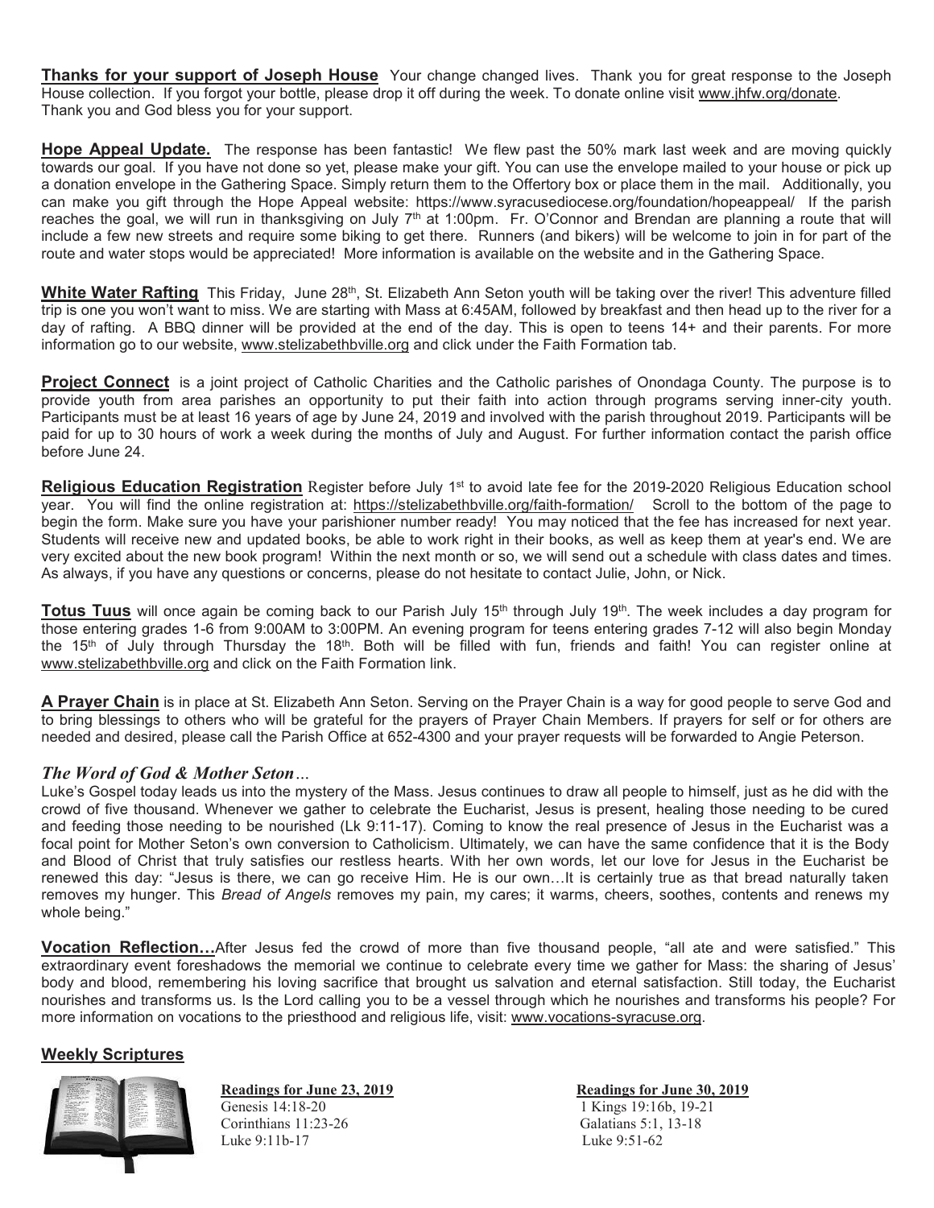**Thanks for your support of Joseph House** Your change changed lives. Thank you for great response to the Joseph House collection. If you forgot your bottle, please drop it off during the week. To donate online visit www.jhfw.org/donate. Thank you and God bless you for your support.

**Hope Appeal Update.** The response has been fantastic! We flew past the 50% mark last week and are moving quickly towards our goal. If you have not done so yet, please make your gift. You can use the envelope mailed to your house or pick up a donation envelope in the Gathering Space. Simply return them to the Offertory box or place them in the mail. Additionally, you can make you gift through the Hope Appeal website: https://www.syracusediocese.org/foundation/hopeappeal/ If the parish reaches the goal, we will run in thanksgiving on July 7th at 1:00pm. Fr. O'Connor and Brendan are planning a route that will include a few new streets and require some biking to get there. Runners (and bikers) will be welcome to join in for part of the route and water stops would be appreciated! More information is available on the website and in the Gathering Space.

**White Water Rafting** This Friday, June 28th, St. Elizabeth Ann Seton youth will be taking over the river! This adventure filled trip is one you won't want to miss. We are starting with Mass at 6:45AM, followed by breakfast and then head up to the river for a day of rafting. A BBQ dinner will be provided at the end of the day. This is open to teens 14+ and their parents. For more information go to our website, www.stelizabethbville.org and click under the Faith Formation tab.

**Project Connect** is a joint project of Catholic Charities and the Catholic parishes of Onondaga County. The purpose is to provide youth from area parishes an opportunity to put their faith into action through programs serving inner-city youth. Participants must be at least 16 years of age by June 24, 2019 and involved with the parish throughout 2019. Participants will be paid for up to 30 hours of work a week during the months of July and August. For further information contact the parish office before June 24.

**Religious Education Registration** Register before July 1st to avoid late fee for the 2019-2020 Religious Education school year. You will find the online registration at: https://stelizabethbville.org/faith-formation/ Scroll to the bottom of the page to begin the form. Make sure you have your parishioner number ready! You may noticed that the fee has increased for next year. Students will receive new and updated books, be able to work right in their books, as well as keep them at year's end. We are very excited about the new book program! Within the next month or so, we will send out a schedule with class dates and times. As always, if you have any questions or concerns, please do not hesitate to contact Julie, John, or Nick.

**Totus Tuus** will once again be coming back to our Parish July 15th through July 19th. The week includes a day program for those entering grades 1-6 from 9:00AM to 3:00PM. An evening program for teens entering grades 7-12 will also begin Monday the 15th of July through Thursday the 18th. Both will be filled with fun, friends and faith! You can register online at www.stelizabethbville.org and click on the Faith Formation link.

**A Prayer Chain** is in place at St. Elizabeth Ann Seton. Serving on the Prayer Chain is a way for good people to serve God and to bring blessings to others who will be grateful for the prayers of Prayer Chain Members. If prayers for self or for others are needed and desired, please call the Parish Office at 652-4300 and your prayer requests will be forwarded to Angie Peterson.

### *The Word of God & Mother Seton…*

Luke's Gospel today leads us into the mystery of the Mass. Jesus continues to draw all people to himself, just as he did with the crowd of five thousand. Whenever we gather to celebrate the Eucharist, Jesus is present, healing those needing to be cured and feeding those needing to be nourished (Lk 9:11-17). Coming to know the real presence of Jesus in the Eucharist was a focal point for Mother Seton's own conversion to Catholicism. Ultimately, we can have the same confidence that it is the Body and Blood of Christ that truly satisfies our restless hearts. With her own words, let our love for Jesus in the Eucharist be renewed this day: "Jesus is there, we can go receive Him. He is our own…It is certainly true as that bread naturally taken removes my hunger. This *Bread of Angels* removes my pain, my cares; it warms, cheers, soothes, contents and renews my whole being."

**Vocation Reflection…**After Jesus fed the crowd of more than five thousand people, "all ate and were satisfied." This extraordinary event foreshadows the memorial we continue to celebrate every time we gather for Mass: the sharing of Jesus' body and blood, remembering his loving sacrifice that brought us salvation and eternal satisfaction. Still today, the Eucharist nourishes and transforms us. Is the Lord calling you to be a vessel through which he nourishes and transforms his people? For more information on vocations to the priesthood and religious life, visit: www.vocations-syracuse.org.

**Weekly Scriptures**

**Readings for June 23, 2019**
Genesis 14:18-20
Corinthians 11:23-26
Luke 9:11b-17

**Readings for June 30, 2019**
1 Kings 19:16b, 19-21
Galatians 5:1, 13-18
Luke 9:51-62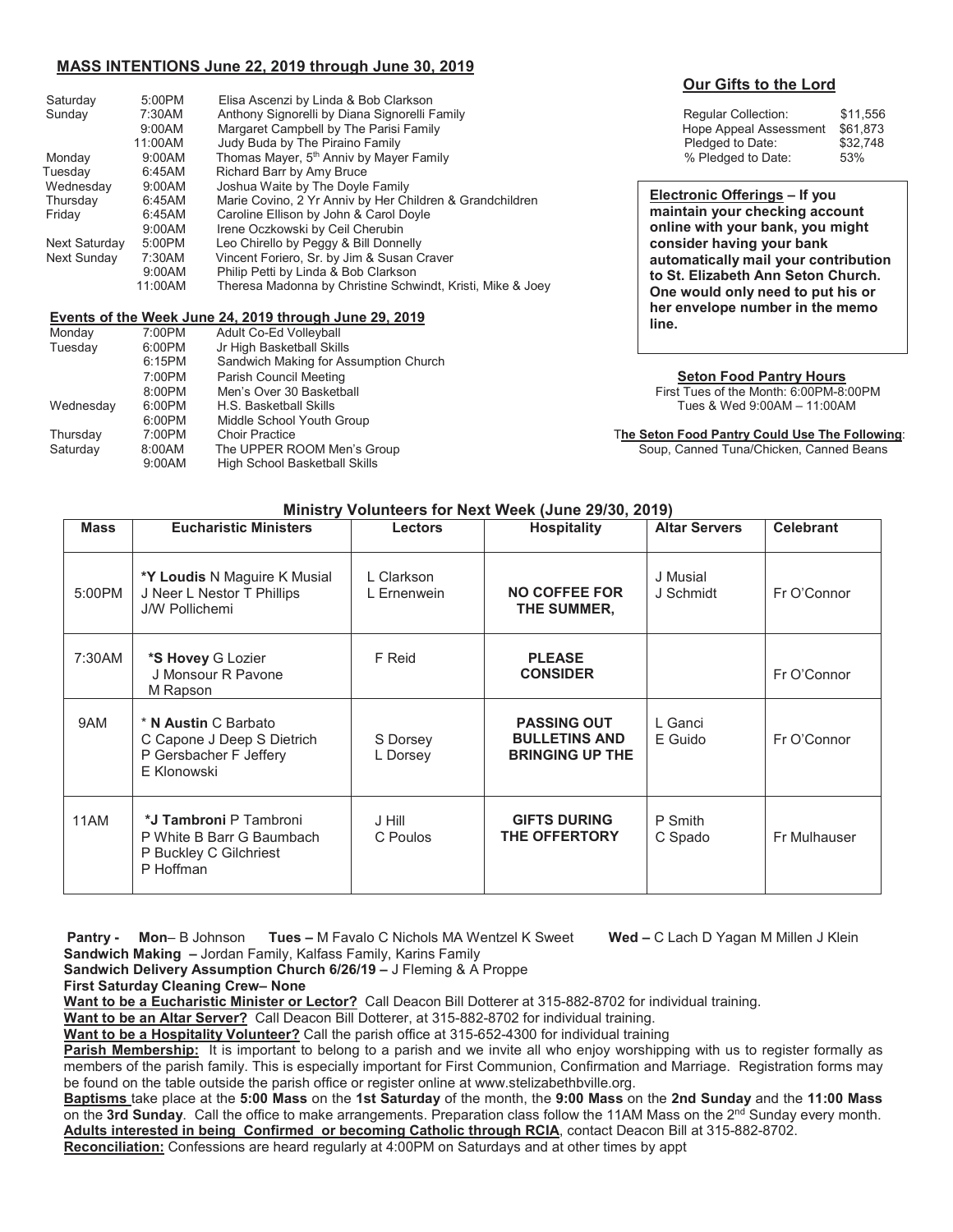## MASS INTENTIONS June 22, 2019 through June 30, 2019

| | | |
|---|---|---|
| Saturday | 5:00PM | Elisa Ascenzi by Linda & Bob Clarkson |
| Sunday | 7:30AM | Anthony Signorelli by Diana Signorelli Family |
| | 9:00AM | Margaret Campbell by The Parisi Family |
| | 11:00AM | Judy Buda by The Piraino Family |
| Monday | 9:00AM | Thomas Mayer, 5th Anniv by Mayer Family |
| Tuesday | 6:45AM | Richard Barr by Amy Bruce |
| Wednesday | 9:00AM | Joshua Waite by The Doyle Family |
| Thursday | 6:45AM | Marie Covino, 2 Yr Anniv by Her Children & Grandchildren |
| Friday | 6:45AM | Caroline Ellison by John & Carol Doyle |
| | 9:00AM | Irene Oczkowski by Ceil Cherubin |
| Next Saturday | 5:00PM | Leo Chirello by Peggy & Bill Donnelly |
| Next Sunday | 7:30AM | Vincent Foriero, Sr. by Jim & Susan Craver |
| | 9:00AM | Philip Petti by Linda & Bob Clarkson |
| | 11:00AM | Theresa Madonna by Christine Schwindt, Kristi, Mike & Joey |

## Events of the Week June 24, 2019 through June 29, 2019

| | | |
|---|---|---|
| Monday | 7:00PM | Adult Co-Ed Volleyball |
| Tuesday | 6:00PM | Jr High Basketball Skills |
| | 6:15PM | Sandwich Making for Assumption Church |
| | 7:00PM | Parish Council Meeting |
| | 8:00PM | Men's Over 30 Basketball |
| Wednesday | 6:00PM | H.S. Basketball Skills |
| | 6:00PM | Middle School Youth Group |
| Thursday | 7:00PM | Choir Practice |
| Saturday | 8:00AM | The UPPER ROOM Men's Group |
| | 9:00AM | High School Basketball Skills |

## Our Gifts to the Lord

| | |
|---|---|
| Regular Collection: | $11,556 |
| Hope Appeal Assessment | $61,873 |
| Pledged to Date: | $32,748 |
| % Pledged to Date: | 53% |

**Electronic Offerings – If you maintain your checking account online with your bank, you might consider having your bank automatically mail your contribution to St. Elizabeth Ann Seton Church. One would only need to put his or her envelope number in the memo line.**

**Seton Food Pantry Hours**

First Tues of the Month: 6:00PM-8:00PM
Tues & Wed 9:00AM – 11:00AM

**The Seton Food Pantry Could Use The Following**:
Soup, Canned Tuna/Chicken, Canned Beans

## Ministry Volunteers for Next Week (June 29/30, 2019)

| Mass | Eucharistic Ministers | Lectors | Hospitality | Altar Servers | Celebrant |
|---|---|---|---|---|---|
| 5:00PM | ***Y Loudis** N Maguire K Musial J Neer L Nestor T Phillips J/W Pollichemi | L Clarkson L Ernenwein | **NO COFFEE FOR THE SUMMER,** | J Musial J Schmidt | Fr O'Connor |
| 7:30AM | ***S Hovey** G Lozier J Monsour R Pavone M Rapson | F Reid | **PLEASE CONSIDER** | | Fr O'Connor |
| 9AM | * **N Austin** C Barbato C Capone J Deep S Dietrich P Gersbacher F Jeffery E Klonowski | S Dorsey L Dorsey | **PASSING OUT BULLETINS AND BRINGING UP THE** | L Ganci E Guido | Fr O'Connor |
| 11AM | ***J Tambroni** P Tambroni P White B Barr G Baumbach P Buckley C Gilchriest P Hoffman | J Hill C Poulos | **GIFTS DURING THE OFFERTORY** | P Smith C Spado | Fr Mulhauser |

**Pantry - Mon**– B Johnson **Tues –** M Favalo C Nichols MA Wentzel K Sweet **Wed –** C Lach D Yagan M Millen J Klein

**Sandwich Making –** Jordan Family, Kalfass Family, Karins Family

**Sandwich Delivery Assumption Church 6/26/19 –** J Fleming & A Proppe

**First Saturday Cleaning Crew– None**

**Want to be a Eucharistic Minister or Lector?** Call Deacon Bill Dotterer at 315-882-8702 for individual training.

**Want to be an Altar Server?** Call Deacon Bill Dotterer, at 315-882-8702 for individual training.

**Want to be a Hospitality Volunteer?** Call the parish office at 315-652-4300 for individual training

**Parish Membership:** It is important to belong to a parish and we invite all who enjoy worshipping with us to register formally as members of the parish family. This is especially important for First Communion, Confirmation and Marriage. Registration forms may be found on the table outside the parish office or register online at www.stelizabethbville.org.

**Baptisms** take place at the **5:00 Mass** on the **1st Saturday** of the month, the **9:00 Mass** on the **2nd Sunday** and the **11:00 Mass** on the **3rd Sunday**. Call the office to make arrangements. Preparation class follow the 11AM Mass on the 2nd Sunday every month.

**Adults interested in being Confirmed or becoming Catholic through RCIA**, contact Deacon Bill at 315-882-8702.

**Reconciliation:** Confessions are heard regularly at 4:00PM on Saturdays and at other times by appt